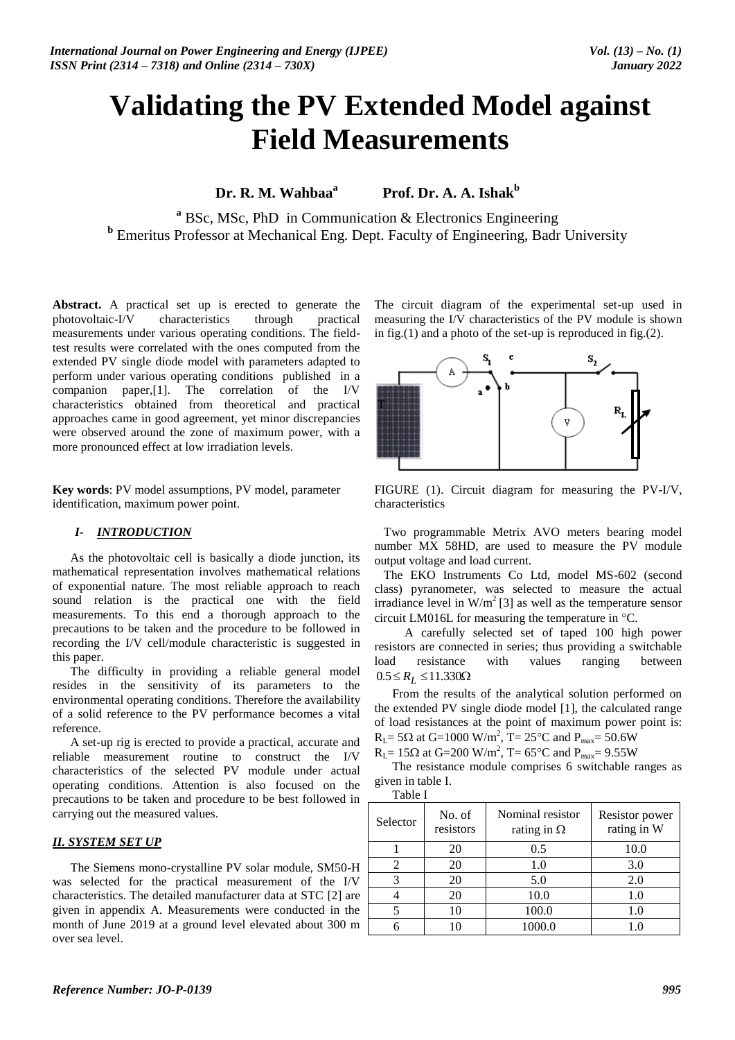# Validating the PV Extended Model against Field Measurements

**Dr. R. M. Wahbaa[a]** **Prof. Dr. A. A. Ishak[b]**

[a] BSc, MSc, PhD in Communication & Electronics Engineering
[b] Emeritus Professor at Mechanical Eng. Dept. Faculty of Engineering, Badr University

**Abstract.** A practical set up is erected to generate the photovoltaic-I/V characteristics through practical measurements under various operating conditions. The field-test results were correlated with the ones computed from the extended PV single diode model with parameters adapted to perform under various operating conditions published in a companion paper,[1]. The correlation of the I/V characteristics obtained from theoretical and practical approaches came in good agreement, yet minor discrepancies were observed around the zone of maximum power, with a more pronounced effect at low irradiation levels.

**Key words**: PV model assumptions, PV model, parameter identification, maximum power point.

## I- INTRODUCTION

As the photovoltaic cell is basically a diode junction, its mathematical representation involves mathematical relations of exponential nature. The most reliable approach to reach sound relation is the practical one with the field measurements. To this end a thorough approach to the precautions to be taken and the procedure to be followed in recording the I/V cell/module characteristic is suggested in this paper.

The difficulty in providing a reliable general model resides in the sensitivity of its parameters to the environmental operating conditions. Therefore the availability of a solid reference to the PV performance becomes a vital reference.

A set-up rig is erected to provide a practical, accurate and reliable measurement routine to construct the I/V characteristics of the selected PV module under actual operating conditions. Attention is also focused on the precautions to be taken and procedure to be best followed in carrying out the measured values.

## II. SYSTEM SET UP

The Siemens mono-crystalline PV solar module, SM50-H was selected for the practical measurement of the I/V characteristics. The detailed manufacturer data at STC [2] are given in appendix A. Measurements were conducted in the month of June 2019 at a ground level elevated about 300 m over sea level.

The circuit diagram of the experimental set-up used in measuring the I/V characteristics of the PV module is shown in fig.(1) and a photo of the set-up is reproduced in fig.(2).

FIGURE (1). Circuit diagram for measuring the PV-I/V, characteristics

Two programmable Metrix AVO meters bearing model number MX 58HD, are used to measure the PV module output voltage and load current.

The EKO Instruments Co Ltd, model MS-602 (second class) pyranometer, was selected to measure the actual irradiance level in W/m$^2$ [3] as well as the temperature sensor circuit LM016L for measuring the temperature in °C.

A carefully selected set of taped 100 high power resistors are connected in series; thus providing a switchable load resistance with values ranging between $0.5 \le R_L \le 11.330\Omega$

From the results of the analytical solution performed on the extended PV single diode model [1], the calculated range of load resistances at the point of maximum power point is:
$R_L = 5\Omega$ at G=1000 W/m$^2$, T= 25°C and $P_{max}$= 50.6W
$R_L = 15\Omega$ at G=200 W/m$^2$, T= 65°C and $P_{max}$= 9.55W

The resistance module comprises 6 switchable ranges as given in table I.

Table I

| Selector | No. of resistors | Nominal resistor rating in Ω | Resistor power rating in W |
|---|---|---|---|
| 1 | 20 | 0.5 | 10.0 |
| 2 | 20 | 1.0 | 3.0 |
| 3 | 20 | 5.0 | 2.0 |
| 4 | 20 | 10.0 | 1.0 |
| 5 | 10 | 100.0 | 1.0 |
| 6 | 10 | 1000.0 | 1.0 |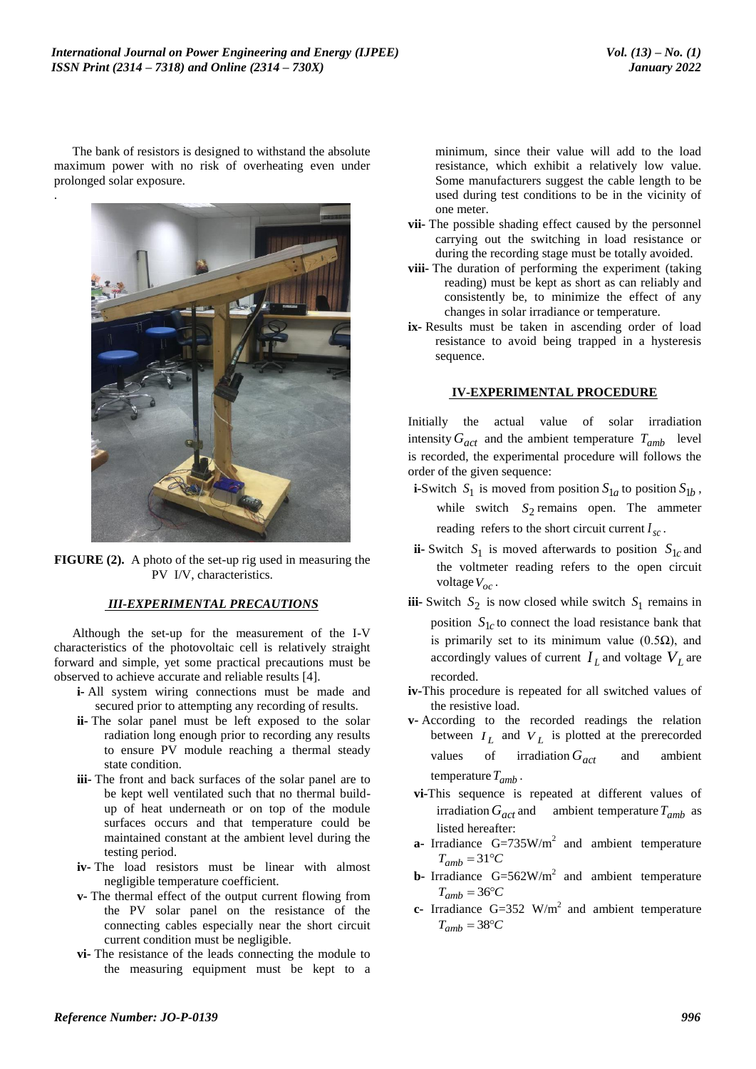The bank of resistors is designed to withstand the absolute maximum power with no risk of overheating even under prolonged solar exposure.

.

**FIGURE (2).** A photo of the set-up rig used in measuring the PV I/V, characteristics.

## *III-EXPERIMENTAL PRECAUTIONS*

Although the set-up for the measurement of the I-V characteristics of the photovoltaic cell is relatively straight forward and simple, yet some practical precautions must be observed to achieve accurate and reliable results [4].

- **i-** All system wiring connections must be made and secured prior to attempting any recording of results.
- **ii-** The solar panel must be left exposed to the solar radiation long enough prior to recording any results to ensure PV module reaching a thermal steady state condition.
- **iii-** The front and back surfaces of the solar panel are to be kept well ventilated such that no thermal build-up of heat underneath or on top of the module surfaces occurs and that temperature could be maintained constant at the ambient level during the testing period.
- **iv-** The load resistors must be linear with almost negligible temperature coefficient.
- **v-** The thermal effect of the output current flowing from the PV solar panel on the resistance of the connecting cables especially near the short circuit current condition must be negligible.
- **vi-** The resistance of the leads connecting the module to the measuring equipment must be kept to a minimum, since their value will add to the load resistance, which exhibit a relatively low value. Some manufacturers suggest the cable length to be used during test conditions to be in the vicinity of one meter.
- **vii-** The possible shading effect caused by the personnel carrying out the switching in load resistance or during the recording stage must be totally avoided.
- **viii-** The duration of performing the experiment (taking reading) must be kept as short as can reliably and consistently be, to minimize the effect of any changes in solar irradiance or temperature.
- **ix-** Results must be taken in ascending order of load resistance to avoid being trapped in a hysteresis sequence.

## IV-EXPERIMENTAL PROCEDURE

Initially the actual value of solar irradiation intensity $G_{act}$ and the ambient temperature $T_{amb}$ level is recorded, the experimental procedure will follows the order of the given sequence:

- **i-**Switch $S_1$ is moved from position $S_{1a}$ to position $S_{1b}$, while switch $S_2$ remains open. The ammeter reading refers to the short circuit current $I_{sc}$.
- **ii-** Switch $S_1$ is moved afterwards to position $S_{1c}$ and the voltmeter reading refers to the open circuit voltage $V_{oc}$.
- **iii-** Switch $S_2$ is now closed while switch $S_1$ remains in position $S_{1c}$ to connect the load resistance bank that is primarily set to its minimum value (0.5Ω), and accordingly values of current $I_L$ and voltage $V_L$ are recorded.
- **iv-**This procedure is repeated for all switched values of the resistive load.
- **v-** According to the recorded readings the relation between $I_L$ and $V_L$ is plotted at the prerecorded values of irradiation $G_{act}$ and ambient temperature $T_{amb}$.
- **vi-**This sequence is repeated at different values of irradiation $G_{act}$ and ambient temperature $T_{amb}$ as listed hereafter:
- **a-** Irradiance G=735W/m$^2$ and ambient temperature $T_{amb} = 31°C$
- **b-** Irradiance G=562W/m$^2$ and ambient temperature $T_{amb} = 36°C$
- **c-** Irradiance G=352 W/m$^2$ and ambient temperature $T_{amb} = 38°C$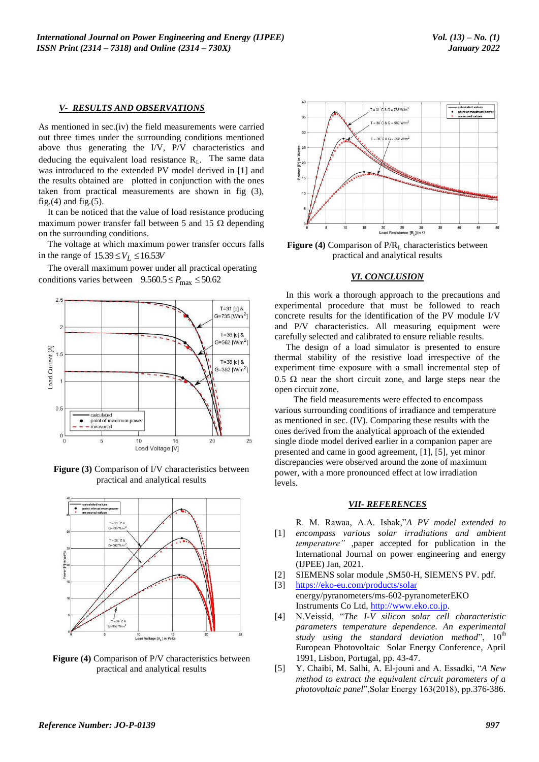## V- RESULTS AND OBSERVATIONS

As mentioned in sec.(iv) the field measurements were carried out three times under the surrounding conditions mentioned above thus generating the I/V, P/V characteristics and deducing the equivalent load resistance $R_L$. The same data was introduced to the extended PV model derived in [1] and the results obtained are plotted in conjunction with the ones taken from practical measurements are shown in fig (3), fig.(4) and fig.(5).

It can be noticed that the value of load resistance producing maximum power transfer fall between 5 and 15 Ω depending on the surrounding conditions.

The voltage at which maximum power transfer occurs falls in the range of $15.39 \leq V_L \leq 16.53V$

The overall maximum power under all practical operating conditions varies between $9.560.5 \leq P_{\max} \leq 50.62$

Figure (3) Comparison of I/V characteristics between practical and analytical results

Figure (4) Comparison of P/V characteristics between practical and analytical results

Figure (4) Comparison of P/$R_L$ characteristics between practical and analytical results

## VI. CONCLUSION

In this work a thorough approach to the precautions and experimental procedure that must be followed to reach concrete results for the identification of the PV module I/V and P/V characteristics. All measuring equipment were carefully selected and calibrated to ensure reliable results.

The design of a load simulator is presented to ensure thermal stability of the resistive load irrespective of the experiment time exposure with a small incremental step of 0.5 Ω near the short circuit zone, and large steps near the open circuit zone.

The field measurements were effected to encompass various surrounding conditions of irradiance and temperature as mentioned in sec. (IV). Comparing these results with the ones derived from the analytical approach of the extended single diode model derived earlier in a companion paper are presented and came in good agreement, [1], [5], yet minor discrepancies were observed around the zone of maximum power, with a more pronounced effect at low irradiation levels.

## VII- REFERENCES

[1] R. M. Rawaa, A.A. Ishak,"*A PV model extended to encompass various solar irradiations and ambient temperature*" ,paper accepted for publication in the International Journal on power engineering and energy (IJPEE) Jan, 2021.

[2] SIEMENS solar module ,SM50-H, SIEMENS PV. pdf.

[3] https://eko-eu.com/products/solar energy/pyranometers/ms-602-pyranometerEKO Instruments Co Ltd, http://www.eko.co.jp.

[4] N.Veissid, "*The I-V silicon solar cell characteristic parameters temperature dependence. An experimental study using the standard deviation method*", 10th European Photovoltaic Solar Energy Conference, April 1991, Lisbon, Portugal, pp. 43-47.

[5] Y. Chaibi, M. Salhi, A. El-jouni and A. Essadki, "*A New method to extract the equivalent circuit parameters of a photovoltaic panel*",Solar Energy 163(2018), pp.376-386.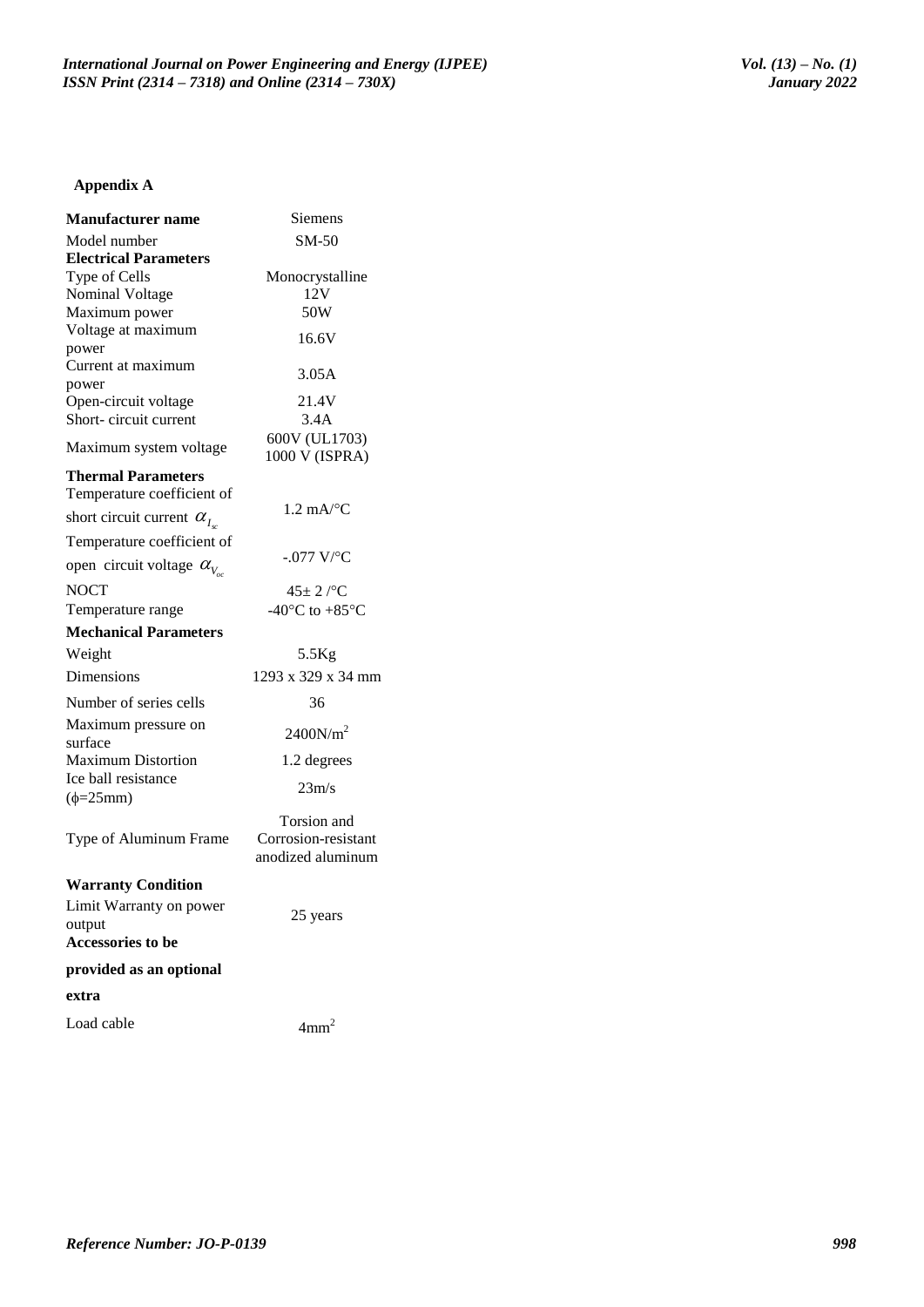## Appendix A

| | |
|---|---|
| **Manufacturer name** | Siemens |
| Model number | SM-50 |
| **Electrical Parameters** | |
| Type of Cells | Monocrystalline |
| Nominal Voltage | 12V |
| Maximum power | 50W |
| Voltage at maximum power | 16.6V |
| Current at maximum power | 3.05A |
| Open-circuit voltage | 21.4V |
| Short- circuit current | 3.4A |
| Maximum system voltage | 600V (UL1703) 1000 V (ISPRA) |
| **Thermal Parameters** | |
| Temperature coefficient of short circuit current $\alpha_{I_{sc}}$ | 1.2 mA/°C |
| Temperature coefficient of open circuit voltage $\alpha_{V_{oc}}$ | -.077 V/°C |
| NOCT | 45± 2 /°C |
| Temperature range | -40°C to +85°C |
| **Mechanical Parameters** | |
| Weight | 5.5Kg |
| Dimensions | 1293 x 329 x 34 mm |
| Number of series cells | 36 |
| Maximum pressure on surface | 2400N/m$^2$ |
| Maximum Distortion | 1.2 degrees |
| Ice ball resistance (ϕ=25mm) | 23m/s |
| Type of Aluminum Frame | Torsion and Corrosion-resistant anodized aluminum |
| **Warranty Condition** | |
| Limit Warranty on power output | 25 years |
| **Accessories to be provided as an optional extra** | |
| Load cable | 4mm$^2$ |